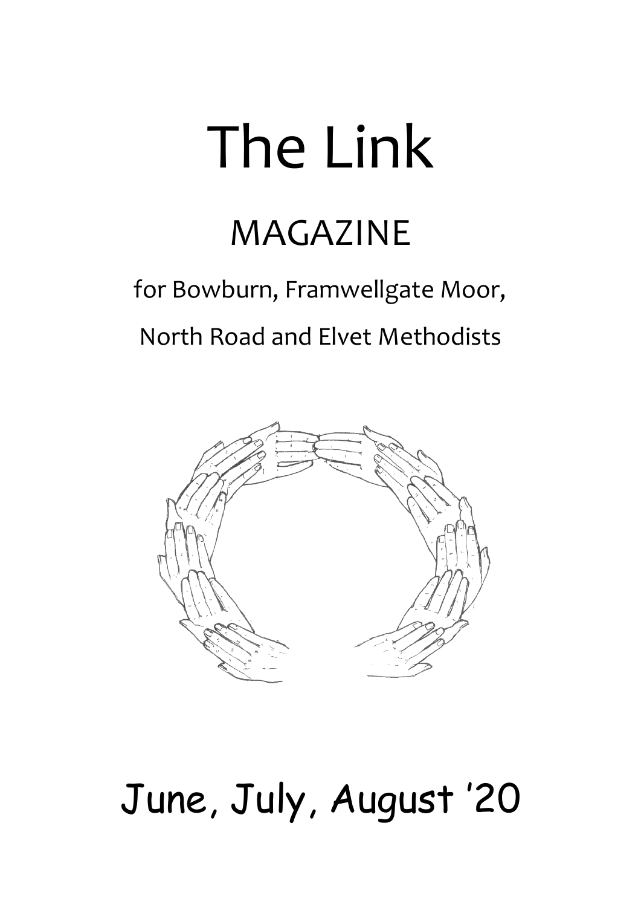# The Link

## MAGAZINE

for Bowburn, Framwellgate Moor,

North Road and Elvet Methodists

June, July, August '20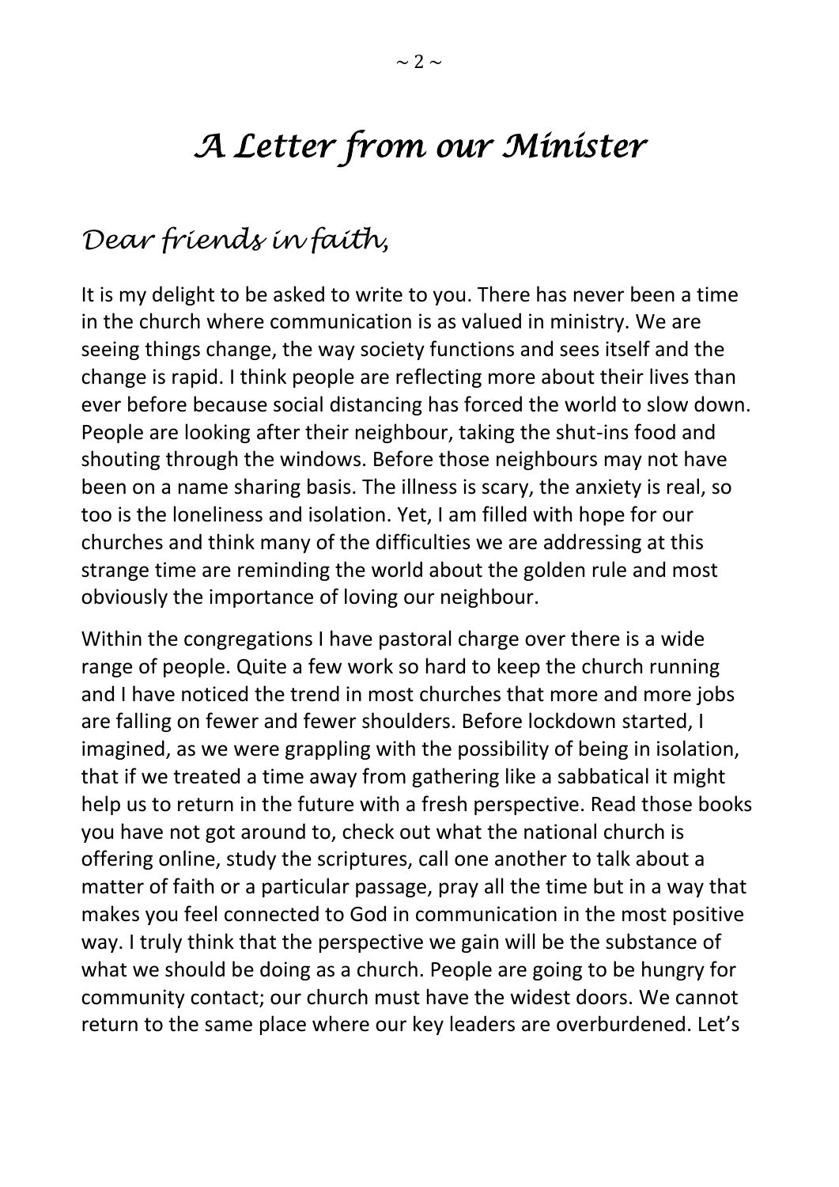# *A Letter from our Minister*

*Dear friends in faith,*

It is my delight to be asked to write to you. There has never been a time in the church where communication is as valued in ministry. We are seeing things change, the way society functions and sees itself and the change is rapid. I think people are reflecting more about their lives than ever before because social distancing has forced the world to slow down. People are looking after their neighbour, taking the shut-ins food and shouting through the windows. Before those neighbours may not have been on a name sharing basis. The illness is scary, the anxiety is real, so too is the loneliness and isolation. Yet, I am filled with hope for our churches and think many of the difficulties we are addressing at this strange time are reminding the world about the golden rule and most obviously the importance of loving our neighbour.

Within the congregations I have pastoral charge over there is a wide range of people. Quite a few work so hard to keep the church running and I have noticed the trend in most churches that more and more jobs are falling on fewer and fewer shoulders. Before lockdown started, I imagined, as we were grappling with the possibility of being in isolation, that if we treated a time away from gathering like a sabbatical it might help us to return in the future with a fresh perspective. Read those books you have not got around to, check out what the national church is offering online, study the scriptures, call one another to talk about a matter of faith or a particular passage, pray all the time but in a way that makes you feel connected to God in communication in the most positive way. I truly think that the perspective we gain will be the substance of what we should be doing as a church. People are going to be hungry for community contact; our church must have the widest doors. We cannot return to the same place where our key leaders are overburdened. Let's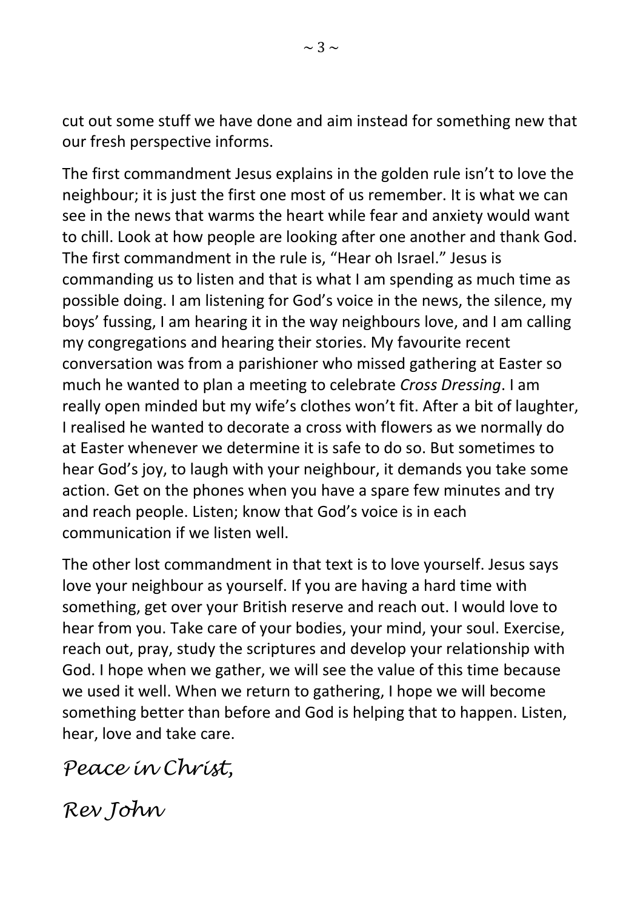cut out some stuff we have done and aim instead for something new that our fresh perspective informs.

The first commandment Jesus explains in the golden rule isn't to love the neighbour; it is just the first one most of us remember. It is what we can see in the news that warms the heart while fear and anxiety would want to chill. Look at how people are looking after one another and thank God. The first commandment in the rule is, "Hear oh Israel." Jesus is commanding us to listen and that is what I am spending as much time as possible doing. I am listening for God's voice in the news, the silence, my boys' fussing, I am hearing it in the way neighbours love, and I am calling my congregations and hearing their stories. My favourite recent conversation was from a parishioner who missed gathering at Easter so much he wanted to plan a meeting to celebrate *Cross Dressing*. I am really open minded but my wife's clothes won't fit. After a bit of laughter, I realised he wanted to decorate a cross with flowers as we normally do at Easter whenever we determine it is safe to do so. But sometimes to hear God's joy, to laugh with your neighbour, it demands you take some action. Get on the phones when you have a spare few minutes and try and reach people. Listen; know that God's voice is in each communication if we listen well.

The other lost commandment in that text is to love yourself. Jesus says love your neighbour as yourself. If you are having a hard time with something, get over your British reserve and reach out. I would love to hear from you. Take care of your bodies, your mind, your soul. Exercise, reach out, pray, study the scriptures and develop your relationship with God. I hope when we gather, we will see the value of this time because we used it well. When we return to gathering, I hope we will become something better than before and God is helping that to happen. Listen, hear, love and take care.

*Peace in Christ,*

*Rev John*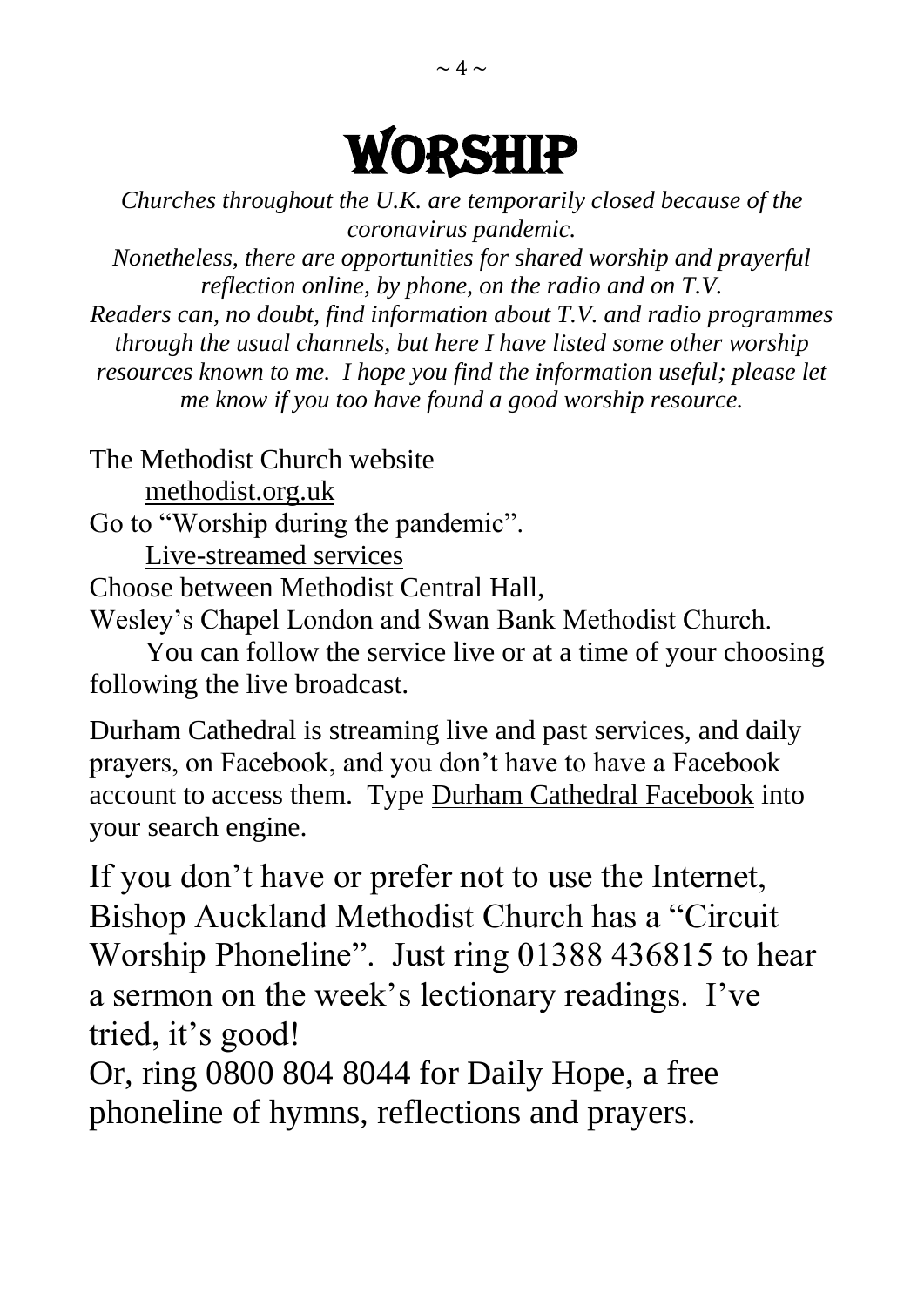# WORSHIP

*Churches throughout the U.K. are temporarily closed because of the coronavirus pandemic.*
*Nonetheless, there are opportunities for shared worship and prayerful reflection online, by phone, on the radio and on T.V.*
*Readers can, no doubt, find information about T.V. and radio programmes through the usual channels, but here I have listed some other worship resources known to me. I hope you find the information useful; please let me know if you too have found a good worship resource.*

The Methodist Church website
methodist.org.uk
Go to "Worship during the pandemic".
Live-streamed services
Choose between Methodist Central Hall,
Wesley's Chapel London and Swan Bank Methodist Church.
You can follow the service live or at a time of your choosing following the live broadcast.

Durham Cathedral is streaming live and past services, and daily prayers, on Facebook, and you don't have to have a Facebook account to access them. Type Durham Cathedral Facebook into your search engine.

If you don't have or prefer not to use the Internet, Bishop Auckland Methodist Church has a "Circuit Worship Phoneline". Just ring 01388 436815 to hear a sermon on the week's lectionary readings. I've tried, it's good!
Or, ring 0800 804 8044 for Daily Hope, a free phoneline of hymns, reflections and prayers.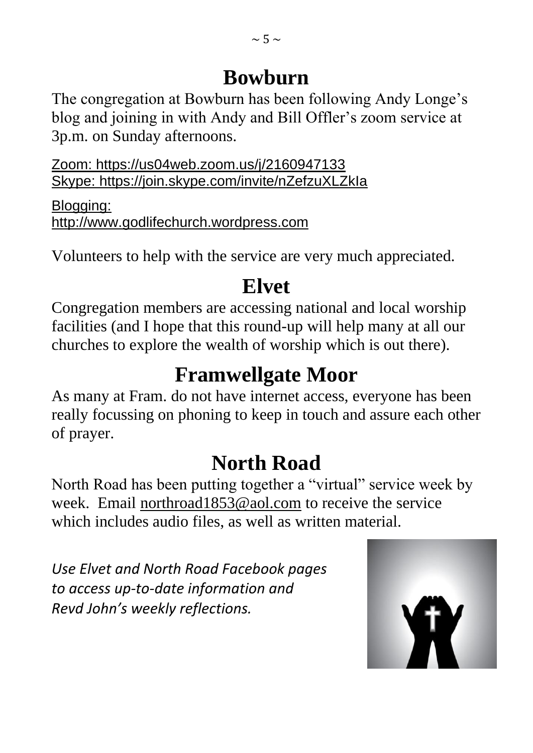## Bowburn

The congregation at Bowburn has been following Andy Longe's blog and joining in with Andy and Bill Offler's zoom service at 3p.m. on Sunday afternoons.

Zoom: https://us04web.zoom.us/j/2160947133
Skype: https://join.skype.com/invite/nZefzuXLZkIa

Blogging:
http://www.godlifechurch.wordpress.com

Volunteers to help with the service are very much appreciated.

## Elvet

Congregation members are accessing national and local worship facilities (and I hope that this round-up will help many at all our churches to explore the wealth of worship which is out there).

## Framwellgate Moor

As many at Fram. do not have internet access, everyone has been really focussing on phoning to keep in touch and assure each other of prayer.

## North Road

North Road has been putting together a "virtual" service week by week. Email northroad1853@aol.com to receive the service which includes audio files, as well as written material.

*Use Elvet and North Road Facebook pages to access up-to-date information and Revd John's weekly reflections.*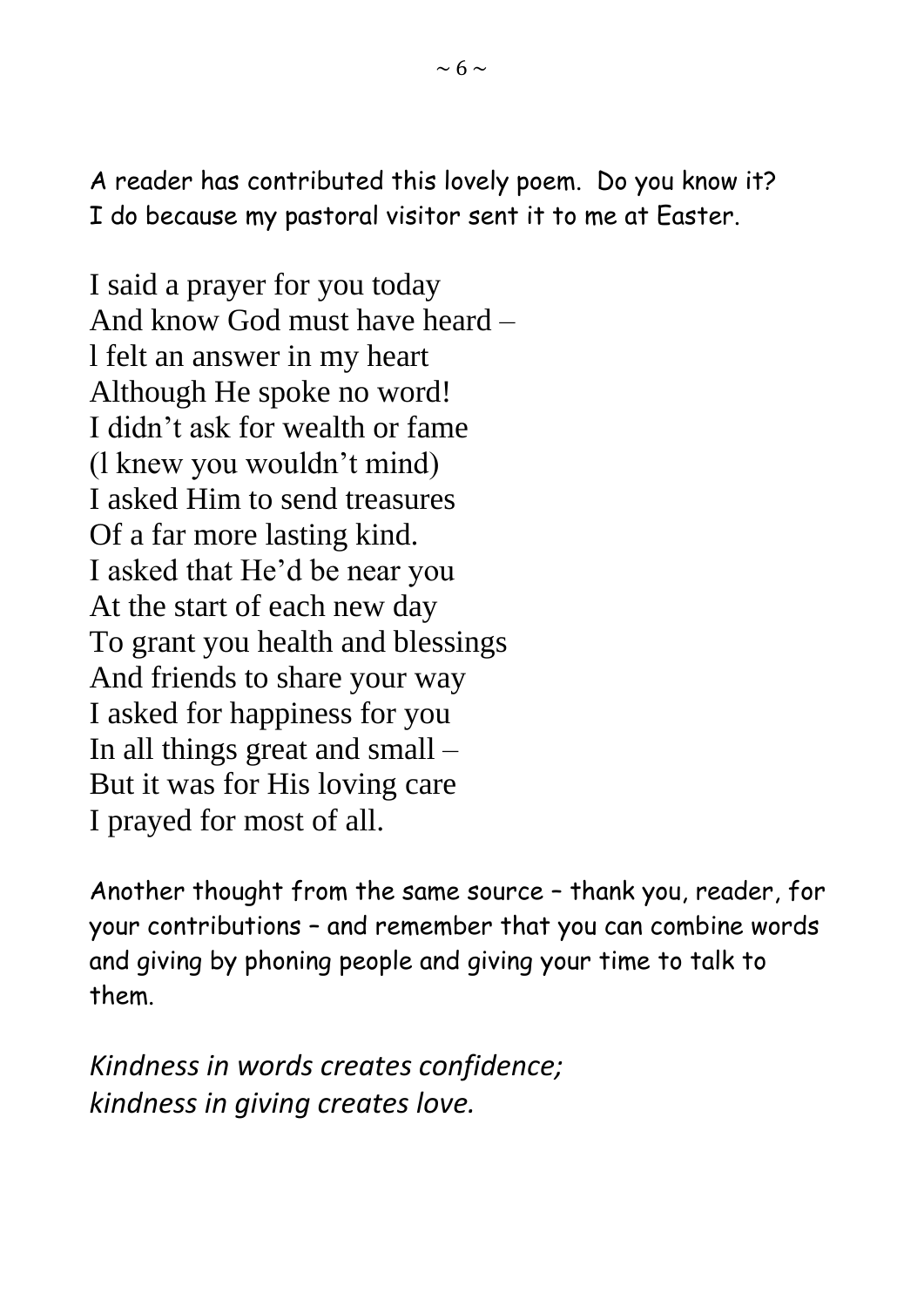A reader has contributed this lovely poem. Do you know it? I do because my pastoral visitor sent it to me at Easter.

I said a prayer for you today  
And know God must have heard –  
l felt an answer in my heart  
Although He spoke no word!  
I didn't ask for wealth or fame  
(l knew you wouldn't mind)  
I asked Him to send treasures  
Of a far more lasting kind.  
I asked that He'd be near you  
At the start of each new day  
To grant you health and blessings  
And friends to share your way  
I asked for happiness for you  
In all things great and small –  
But it was for His loving care  
I prayed for most of all.

Another thought from the same source – thank you, reader, for your contributions – and remember that you can combine words and giving by phoning people and giving your time to talk to them.

*Kindness in words creates confidence;*  
*kindness in giving creates love.*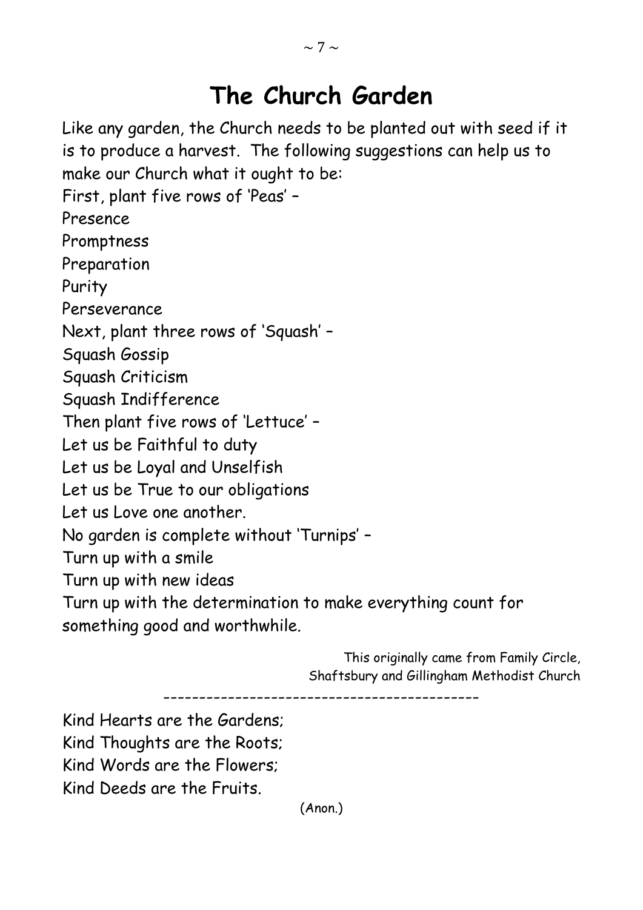# The Church Garden

Like any garden, the Church needs to be planted out with seed if it is to produce a harvest. The following suggestions can help us to make our Church what it ought to be:

First, plant five rows of 'Peas' –
Presence
Promptness
Preparation
Purity
Perseverance

Next, plant three rows of 'Squash' –
Squash Gossip
Squash Criticism
Squash Indifference

Then plant five rows of 'Lettuce' –
Let us be Faithful to duty
Let us be Loyal and Unselfish
Let us be True to our obligations
Let us Love one another.

No garden is complete without 'Turnips' –
Turn up with a smile
Turn up with new ideas
Turn up with the determination to make everything count for something good and worthwhile.

This originally came from Family Circle,
Shaftsbury and Gillingham Methodist Church

-------------------------------------------

Kind Hearts are the Gardens;
Kind Thoughts are the Roots;
Kind Words are the Flowers;
Kind Deeds are the Fruits.

(Anon.)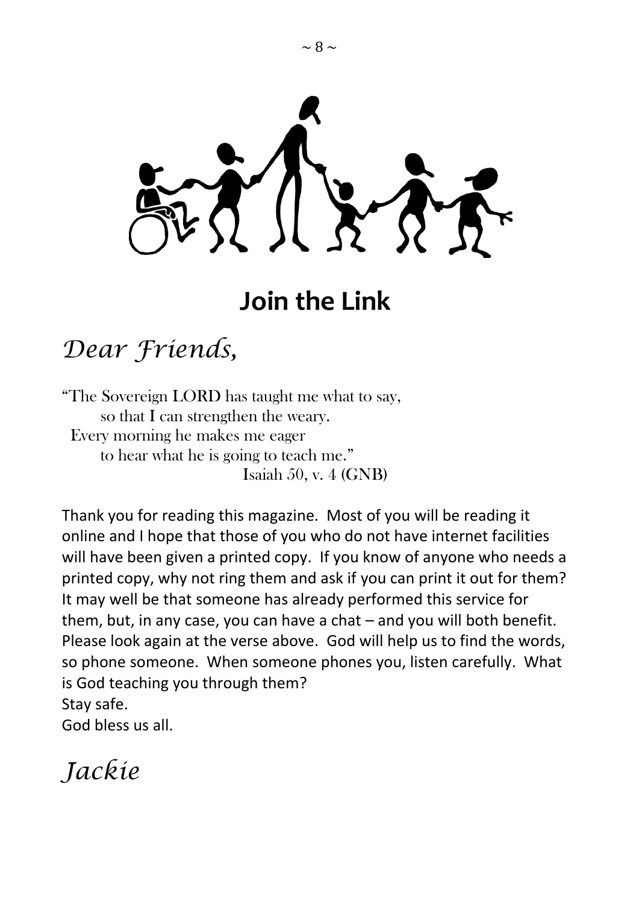# Join the Link

*Dear Friends,*

"The Sovereign LORD has taught me what to say,
so that I can strengthen the weary.
Every morning he makes me eager
to hear what he is going to teach me."
Isaiah 50, v. 4 (GNB)

Thank you for reading this magazine. Most of you will be reading it online and I hope that those of you who do not have internet facilities will have been given a printed copy. If you know of anyone who needs a printed copy, why not ring them and ask if you can print it out for them? It may well be that someone has already performed this service for them, but, in any case, you can have a chat – and you will both benefit. Please look again at the verse above. God will help us to find the words, so phone someone. When someone phones you, listen carefully. What is God teaching you through them?
Stay safe.
God bless us all.

*Jackie*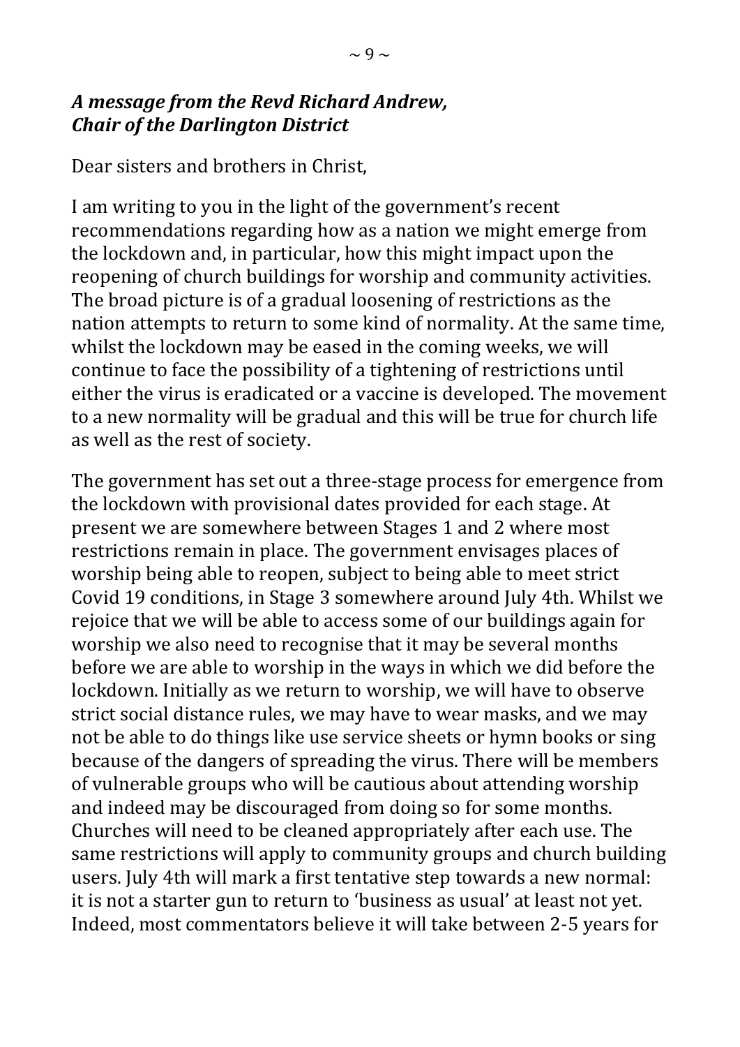***A message from the Revd Richard Andrew,***
***Chair of the Darlington District***

Dear sisters and brothers in Christ,

I am writing to you in the light of the government's recent recommendations regarding how as a nation we might emerge from the lockdown and, in particular, how this might impact upon the reopening of church buildings for worship and community activities. The broad picture is of a gradual loosening of restrictions as the nation attempts to return to some kind of normality. At the same time, whilst the lockdown may be eased in the coming weeks, we will continue to face the possibility of a tightening of restrictions until either the virus is eradicated or a vaccine is developed. The movement to a new normality will be gradual and this will be true for church life as well as the rest of society.

The government has set out a three-stage process for emergence from the lockdown with provisional dates provided for each stage. At present we are somewhere between Stages 1 and 2 where most restrictions remain in place. The government envisages places of worship being able to reopen, subject to being able to meet strict Covid 19 conditions, in Stage 3 somewhere around July 4th. Whilst we rejoice that we will be able to access some of our buildings again for worship we also need to recognise that it may be several months before we are able to worship in the ways in which we did before the lockdown. Initially as we return to worship, we will have to observe strict social distance rules, we may have to wear masks, and we may not be able to do things like use service sheets or hymn books or sing because of the dangers of spreading the virus. There will be members of vulnerable groups who will be cautious about attending worship and indeed may be discouraged from doing so for some months. Churches will need to be cleaned appropriately after each use. The same restrictions will apply to community groups and church building users. July 4th will mark a first tentative step towards a new normal: it is not a starter gun to return to 'business as usual' at least not yet. Indeed, most commentators believe it will take between 2-5 years for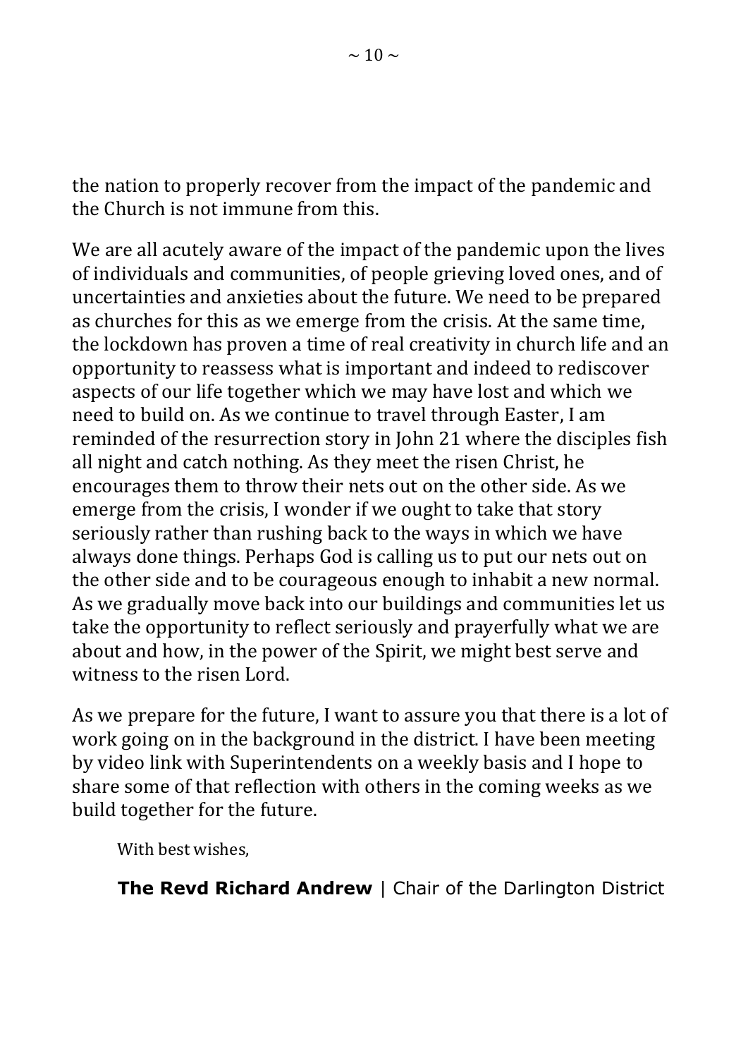the nation to properly recover from the impact of the pandemic and the Church is not immune from this.

We are all acutely aware of the impact of the pandemic upon the lives of individuals and communities, of people grieving loved ones, and of uncertainties and anxieties about the future. We need to be prepared as churches for this as we emerge from the crisis. At the same time, the lockdown has proven a time of real creativity in church life and an opportunity to reassess what is important and indeed to rediscover aspects of our life together which we may have lost and which we need to build on. As we continue to travel through Easter, I am reminded of the resurrection story in John 21 where the disciples fish all night and catch nothing. As they meet the risen Christ, he encourages them to throw their nets out on the other side. As we emerge from the crisis, I wonder if we ought to take that story seriously rather than rushing back to the ways in which we have always done things. Perhaps God is calling us to put our nets out on the other side and to be courageous enough to inhabit a new normal. As we gradually move back into our buildings and communities let us take the opportunity to reflect seriously and prayerfully what we are about and how, in the power of the Spirit, we might best serve and witness to the risen Lord.

As we prepare for the future, I want to assure you that there is a lot of work going on in the background in the district. I have been meeting by video link with Superintendents on a weekly basis and I hope to share some of that reflection with others in the coming weeks as we build together for the future.

With best wishes,

**The Revd Richard Andrew** | Chair of the Darlington District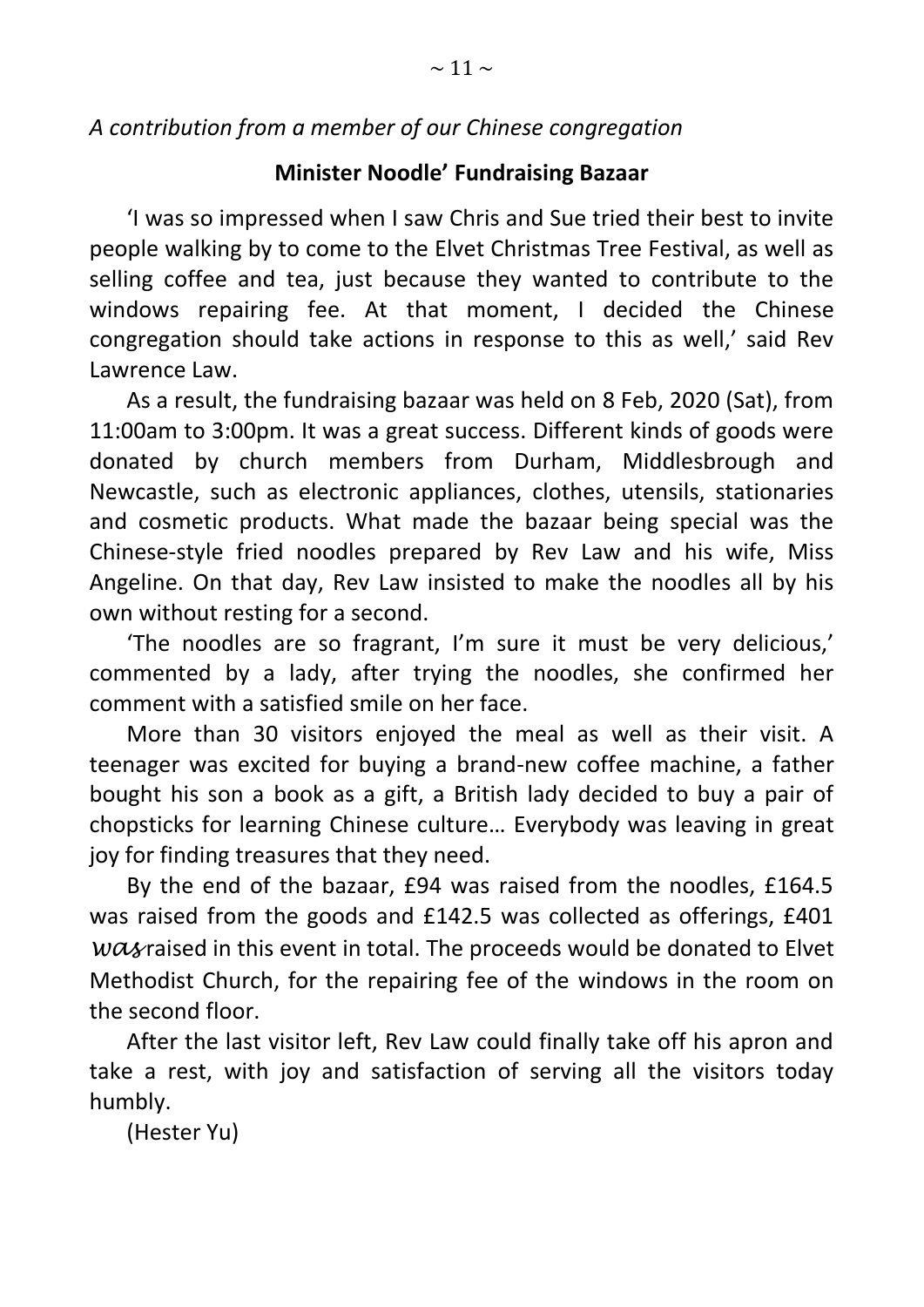*A contribution from a member of our Chinese congregation*

**Minister Noodle' Fundraising Bazaar**

'I was so impressed when I saw Chris and Sue tried their best to invite people walking by to come to the Elvet Christmas Tree Festival, as well as selling coffee and tea, just because they wanted to contribute to the windows repairing fee. At that moment, I decided the Chinese congregation should take actions in response to this as well,' said Rev Lawrence Law.

As a result, the fundraising bazaar was held on 8 Feb, 2020 (Sat), from 11:00am to 3:00pm. It was a great success. Different kinds of goods were donated by church members from Durham, Middlesbrough and Newcastle, such as electronic appliances, clothes, utensils, stationaries and cosmetic products. What made the bazaar being special was the Chinese-style fried noodles prepared by Rev Law and his wife, Miss Angeline. On that day, Rev Law insisted to make the noodles all by his own without resting for a second.

'The noodles are so fragrant, I'm sure it must be very delicious,' commented by a lady, after trying the noodles, she confirmed her comment with a satisfied smile on her face.

More than 30 visitors enjoyed the meal as well as their visit. A teenager was excited for buying a brand-new coffee machine, a father bought his son a book as a gift, a British lady decided to buy a pair of chopsticks for learning Chinese culture… Everybody was leaving in great joy for finding treasures that they need.

By the end of the bazaar, £94 was raised from the noodles, £164.5 was raised from the goods and £142.5 was collected as offerings, £401 *was* raised in this event in total. The proceeds would be donated to Elvet Methodist Church, for the repairing fee of the windows in the room on the second floor.

After the last visitor left, Rev Law could finally take off his apron and take a rest, with joy and satisfaction of serving all the visitors today humbly.

(Hester Yu)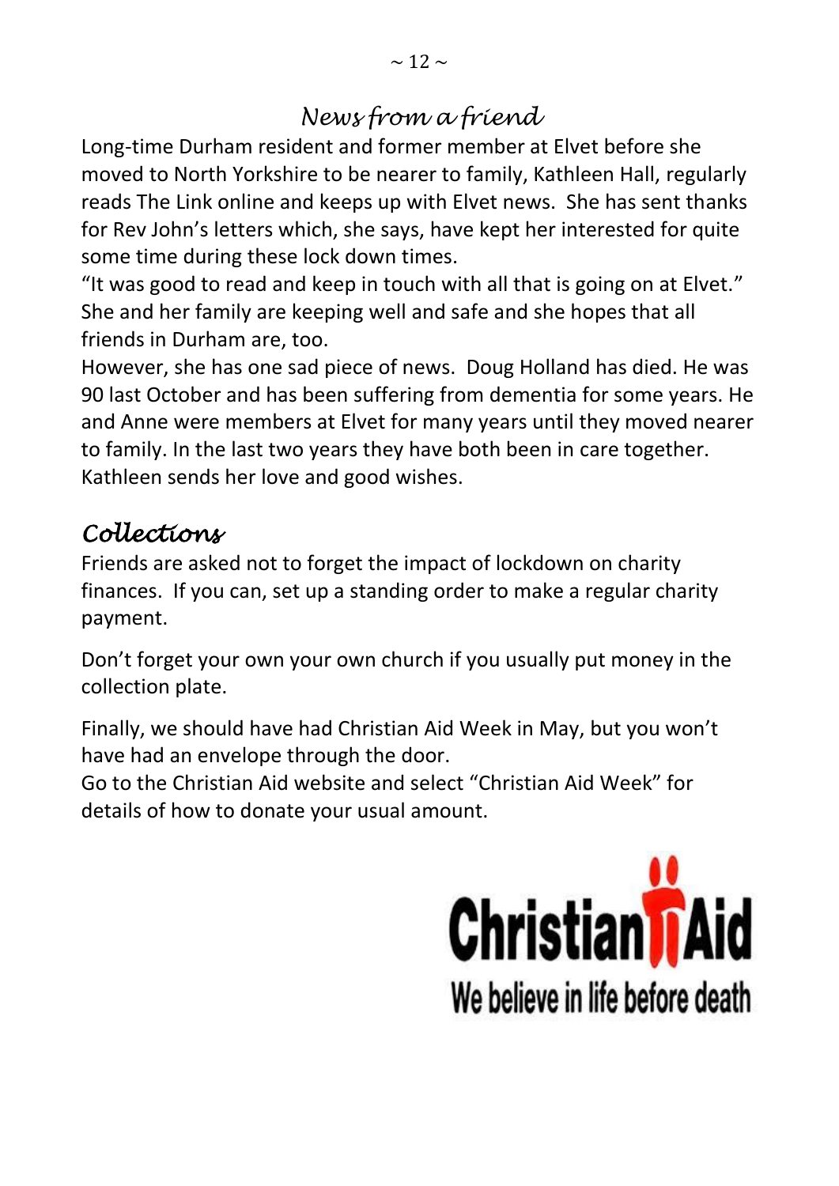## *News from a friend*

Long-time Durham resident and former member at Elvet before she moved to North Yorkshire to be nearer to family, Kathleen Hall, regularly reads The Link online and keeps up with Elvet news. She has sent thanks for Rev John's letters which, she says, have kept her interested for quite some time during these lock down times.

"It was good to read and keep in touch with all that is going on at Elvet." She and her family are keeping well and safe and she hopes that all friends in Durham are, too.

However, she has one sad piece of news. Doug Holland has died. He was 90 last October and has been suffering from dementia for some years. He and Anne were members at Elvet for many years until they moved nearer to family. In the last two years they have both been in care together. Kathleen sends her love and good wishes.

## *Collections*

Friends are asked not to forget the impact of lockdown on charity finances. If you can, set up a standing order to make a regular charity payment.

Don't forget your own your own church if you usually put money in the collection plate.

Finally, we should have had Christian Aid Week in May, but you won't have had an envelope through the door.

Go to the Christian Aid website and select "Christian Aid Week" for details of how to donate your usual amount.

Christian Aid

We believe in life before death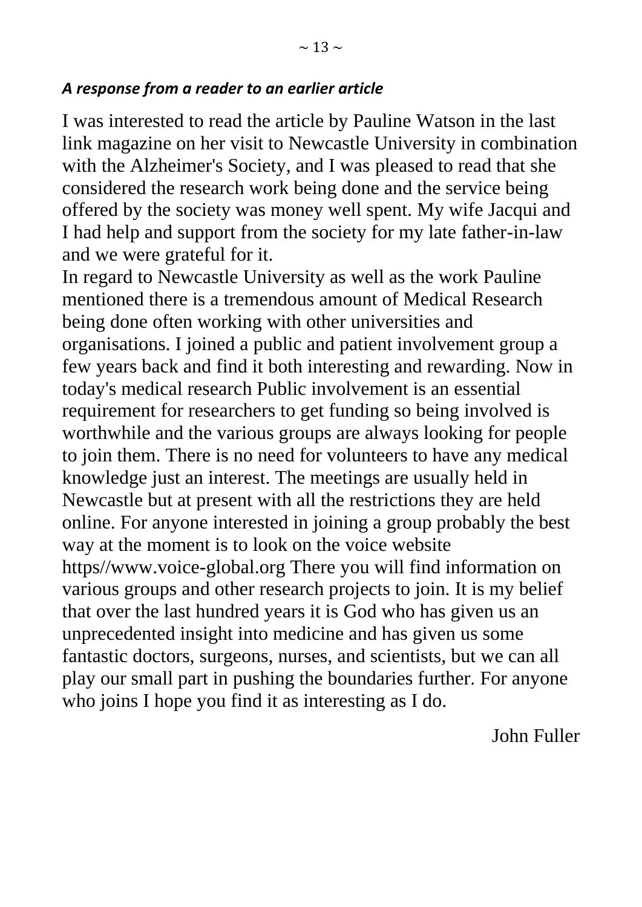***A response from a reader to an earlier article***

I was interested to read the article by Pauline Watson in the last link magazine on her visit to Newcastle University in combination with the Alzheimer's Society, and I was pleased to read that she considered the research work being done and the service being offered by the society was money well spent. My wife Jacqui and I had help and support from the society for my late father-in-law and we were grateful for it.

In regard to Newcastle University as well as the work Pauline mentioned there is a tremendous amount of Medical Research being done often working with other universities and organisations. I joined a public and patient involvement group a few years back and find it both interesting and rewarding. Now in today's medical research Public involvement is an essential requirement for researchers to get funding so being involved is worthwhile and the various groups are always looking for people to join them. There is no need for volunteers to have any medical knowledge just an interest. The meetings are usually held in Newcastle but at present with all the restrictions they are held online. For anyone interested in joining a group probably the best way at the moment is to look on the voice website https//www.voice-global.org There you will find information on various groups and other research projects to join. It is my belief that over the last hundred years it is God who has given us an unprecedented insight into medicine and has given us some fantastic doctors, surgeons, nurses, and scientists, but we can all play our small part in pushing the boundaries further. For anyone who joins I hope you find it as interesting as I do.

John Fuller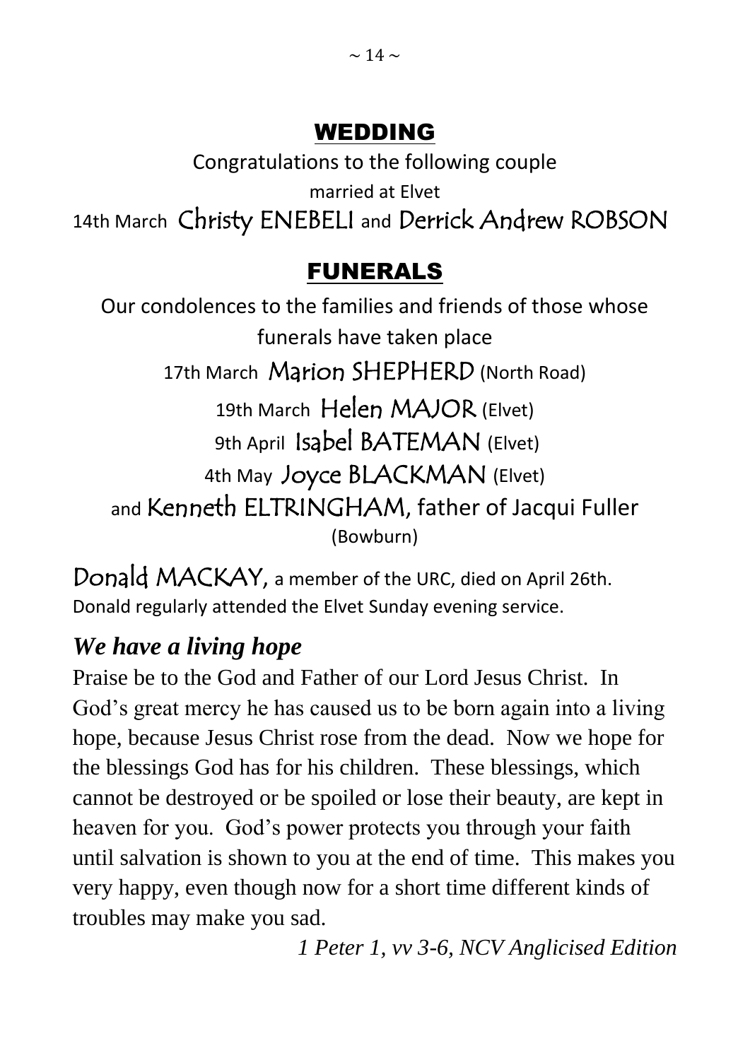## WEDDING

Congratulations to the following couple

married at Elvet

14th March Christy ENEBELI and Derrick Andrew ROBSON

## FUNERALS

Our condolences to the families and friends of those whose funerals have taken place

17th March Marion SHEPHERD (North Road)

19th March Helen MAJOR (Elvet)

9th April Isabel BATEMAN (Elvet)

4th May Joyce BLACKMAN (Elvet)

and Kenneth ELTRINGHAM, father of Jacqui Fuller (Bowburn)

Donald MACKAY, a member of the URC, died on April 26th. Donald regularly attended the Elvet Sunday evening service.

### *We have a living hope*

Praise be to the God and Father of our Lord Jesus Christ. In God's great mercy he has caused us to be born again into a living hope, because Jesus Christ rose from the dead. Now we hope for the blessings God has for his children. These blessings, which cannot be destroyed or be spoiled or lose their beauty, are kept in heaven for you. God's power protects you through your faith until salvation is shown to you at the end of time. This makes you very happy, even though now for a short time different kinds of troubles may make you sad.

*1 Peter 1, vv 3-6, NCV Anglicised Edition*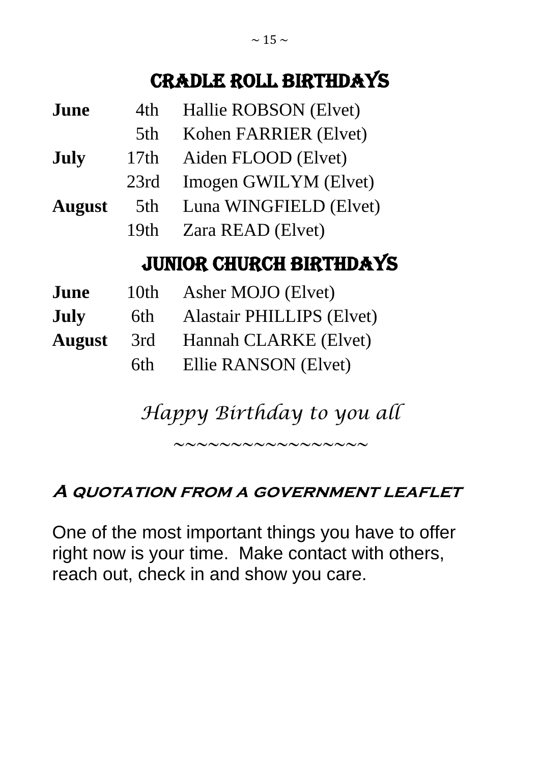## CRADLE ROLL BIRTHDAYS

| | | |
|---|---|---|
| **June** | 4th | Hallie ROBSON (Elvet) |
| | 5th | Kohen FARRIER (Elvet) |
| **July** | 17th | Aiden FLOOD (Elvet) |
| | 23rd | Imogen GWILYM (Elvet) |
| **August** | 5th | Luna WINGFIELD (Elvet) |
| | 19th | Zara READ (Elvet) |

## JUNIOR CHURCH BIRTHDAYS

| | | |
|---|---|---|
| **June** | 10th | Asher MOJO (Elvet) |
| **July** | 6th | Alastair PHILLIPS (Elvet) |
| **August** | 3rd | Hannah CLARKE (Elvet) |
| | 6th | Ellie RANSON (Elvet) |

*Happy Birthday to you all*

~~~~~~~~~~~~~~~~~

### *A quotation from a government leaflet*

One of the most important things you have to offer right now is your time. Make contact with others, reach out, check in and show you care.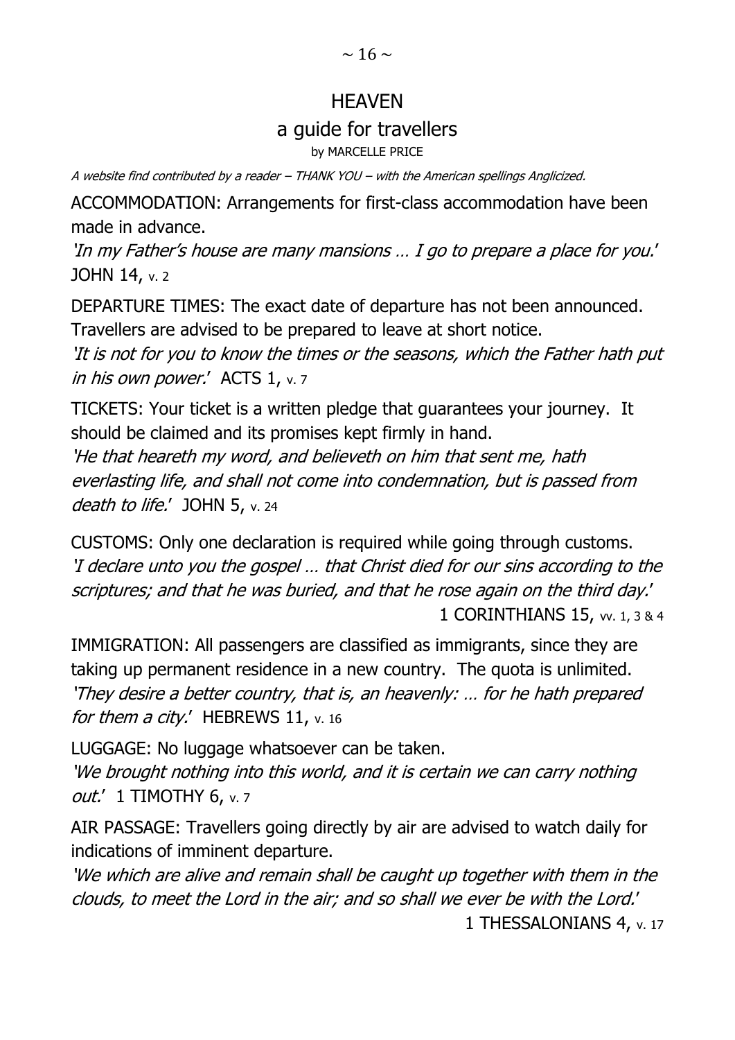# HEAVEN

## a guide for travellers

by MARCELLE PRICE

*A website find contributed by a reader – THANK YOU – with the American spellings Anglicized.*

ACCOMMODATION: Arrangements for first-class accommodation have been made in advance.

*'In my Father's house are many mansions … I go to prepare a place for you.'* JOHN 14, v. 2

DEPARTURE TIMES: The exact date of departure has not been announced. Travellers are advised to be prepared to leave at short notice.

*'It is not for you to know the times or the seasons, which the Father hath put in his own power.'* ACTS 1, v. 7

TICKETS: Your ticket is a written pledge that guarantees your journey. It should be claimed and its promises kept firmly in hand.

*'He that heareth my word, and believeth on him that sent me, hath everlasting life, and shall not come into condemnation, but is passed from death to life.'* JOHN 5, v. 24

CUSTOMS: Only one declaration is required while going through customs.

*'I declare unto you the gospel … that Christ died for our sins according to the scriptures; and that he was buried, and that he rose again on the third day.'* 1 CORINTHIANS 15, vv. 1, 3 & 4

IMMIGRATION: All passengers are classified as immigrants, since they are taking up permanent residence in a new country. The quota is unlimited.

*'They desire a better country, that is, an heavenly: … for he hath prepared for them a city.'* HEBREWS 11, v. 16

LUGGAGE: No luggage whatsoever can be taken.

*'We brought nothing into this world, and it is certain we can carry nothing out.'* 1 TIMOTHY 6, v. 7

AIR PASSAGE: Travellers going directly by air are advised to watch daily for indications of imminent departure.

*'We which are alive and remain shall be caught up together with them in the clouds, to meet the Lord in the air; and so shall we ever be with the Lord.'* 1 THESSALONIANS 4, v. 17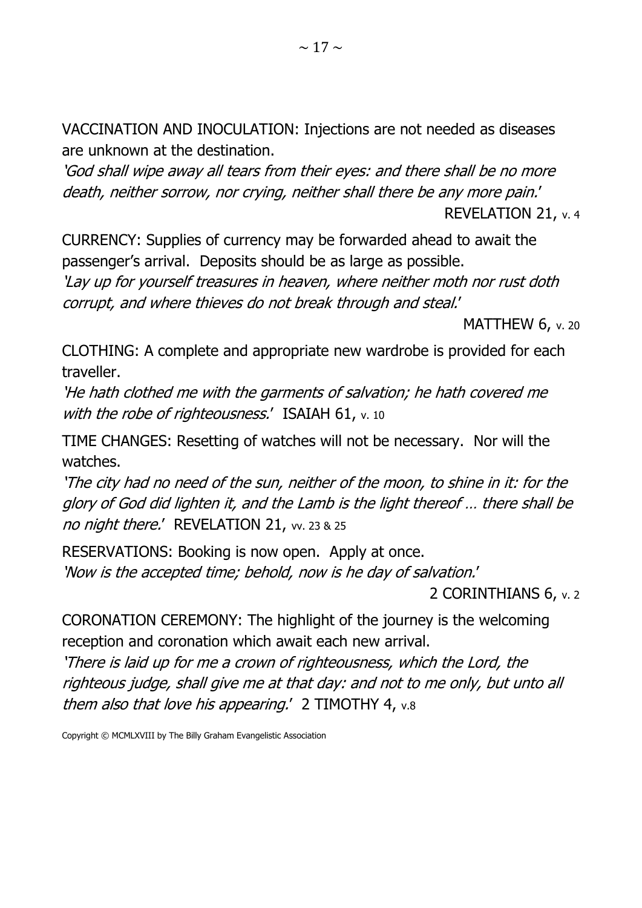VACCINATION AND INOCULATION: Injections are not needed as diseases are unknown at the destination.

*'God shall wipe away all tears from their eyes: and there shall be no more death, neither sorrow, nor crying, neither shall there be any more pain.'*

REVELATION 21, v. 4

CURRENCY: Supplies of currency may be forwarded ahead to await the passenger's arrival. Deposits should be as large as possible.

*'Lay up for yourself treasures in heaven, where neither moth nor rust doth corrupt, and where thieves do not break through and steal.'*

MATTHEW 6, v. 20

CLOTHING: A complete and appropriate new wardrobe is provided for each traveller.

*'He hath clothed me with the garments of salvation; he hath covered me with the robe of righteousness.'* ISAIAH 61, v. 10

TIME CHANGES: Resetting of watches will not be necessary. Nor will the watches.

*'The city had no need of the sun, neither of the moon, to shine in it: for the glory of God did lighten it, and the Lamb is the light thereof … there shall be no night there.'* REVELATION 21, vv. 23 & 25

RESERVATIONS: Booking is now open. Apply at once.

*'Now is the accepted time; behold, now is he day of salvation.'*

2 CORINTHIANS 6, v. 2

CORONATION CEREMONY: The highlight of the journey is the welcoming reception and coronation which await each new arrival.

*'There is laid up for me a crown of righteousness, which the Lord, the righteous judge, shall give me at that day: and not to me only, but unto all them also that love his appearing.'* 2 TIMOTHY 4, v.8

Copyright © MCMLXVIII by The Billy Graham Evangelistic Association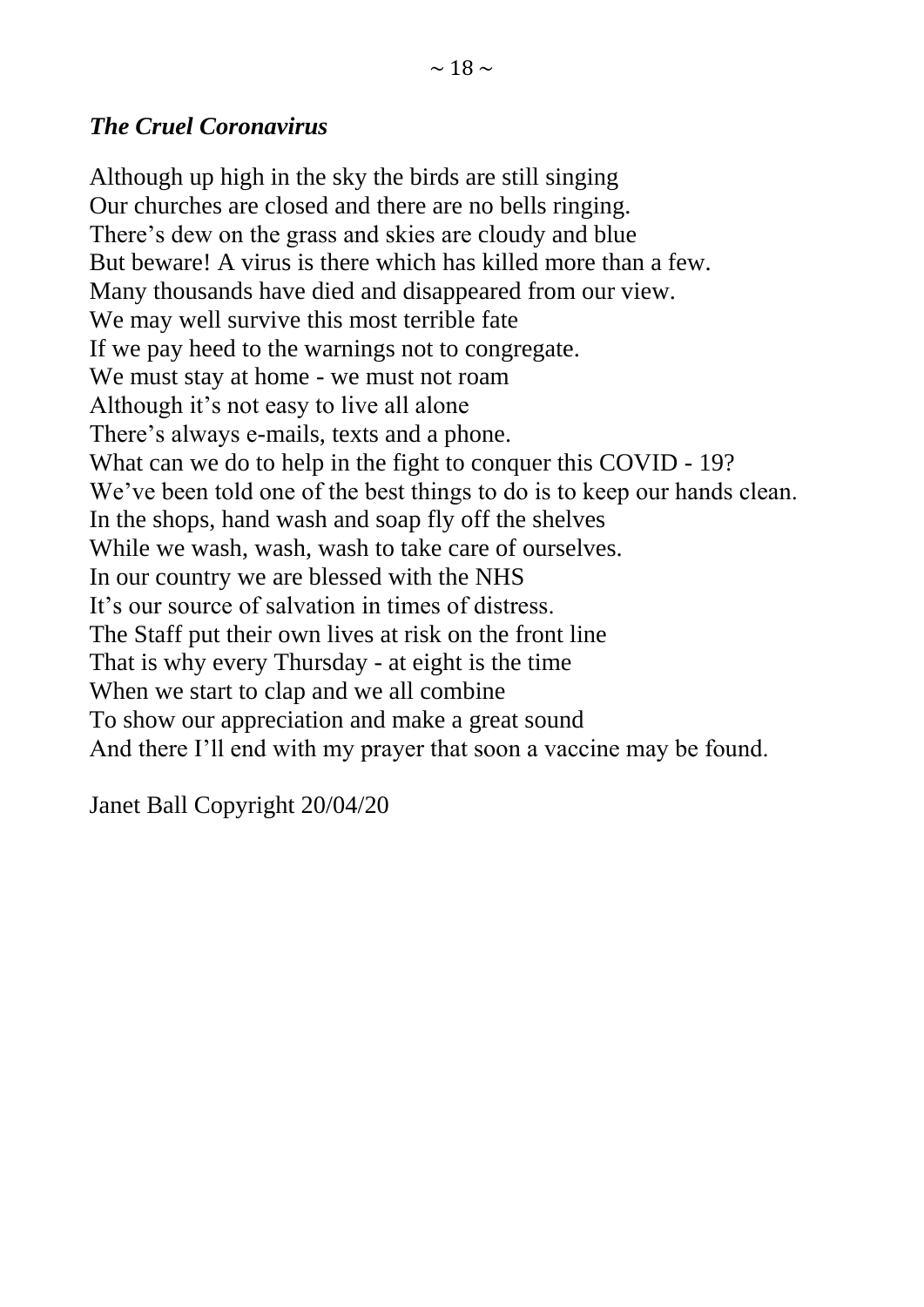### *The Cruel Coronavirus*

Although up high in the sky the birds are still singing  
Our churches are closed and there are no bells ringing.  
There's dew on the grass and skies are cloudy and blue  
But beware! A virus is there which has killed more than a few.  
Many thousands have died and disappeared from our view.  
We may well survive this most terrible fate  
If we pay heed to the warnings not to congregate.  
We must stay at home - we must not roam  
Although it's not easy to live all alone  
There's always e-mails, texts and a phone.  
What can we do to help in the fight to conquer this COVID - 19?  
We've been told one of the best things to do is to keep our hands clean.  
In the shops, hand wash and soap fly off the shelves  
While we wash, wash, wash to take care of ourselves.  
In our country we are blessed with the NHS  
It's our source of salvation in times of distress.  
The Staff put their own lives at risk on the front line  
That is why every Thursday - at eight is the time  
When we start to clap and we all combine  
To show our appreciation and make a great sound  
And there I'll end with my prayer that soon a vaccine may be found.

Janet Ball Copyright 20/04/20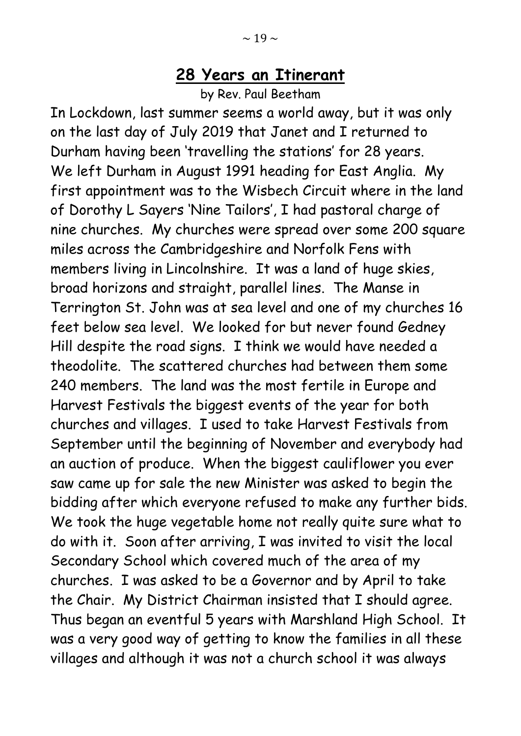## 28 Years an Itinerant

by Rev. Paul Beetham

In Lockdown, last summer seems a world away, but it was only on the last day of July 2019 that Janet and I returned to Durham having been 'travelling the stations' for 28 years. We left Durham in August 1991 heading for East Anglia. My first appointment was to the Wisbech Circuit where in the land of Dorothy L Sayers 'Nine Tailors', I had pastoral charge of nine churches. My churches were spread over some 200 square miles across the Cambridgeshire and Norfolk Fens with members living in Lincolnshire. It was a land of huge skies, broad horizons and straight, parallel lines. The Manse in Terrington St. John was at sea level and one of my churches 16 feet below sea level. We looked for but never found Gedney Hill despite the road signs. I think we would have needed a theodolite. The scattered churches had between them some 240 members. The land was the most fertile in Europe and Harvest Festivals the biggest events of the year for both churches and villages. I used to take Harvest Festivals from September until the beginning of November and everybody had an auction of produce. When the biggest cauliflower you ever saw came up for sale the new Minister was asked to begin the bidding after which everyone refused to make any further bids. We took the huge vegetable home not really quite sure what to do with it. Soon after arriving, I was invited to visit the local Secondary School which covered much of the area of my churches. I was asked to be a Governor and by April to take the Chair. My District Chairman insisted that I should agree. Thus began an eventful 5 years with Marshland High School. It was a very good way of getting to know the families in all these villages and although it was not a church school it was always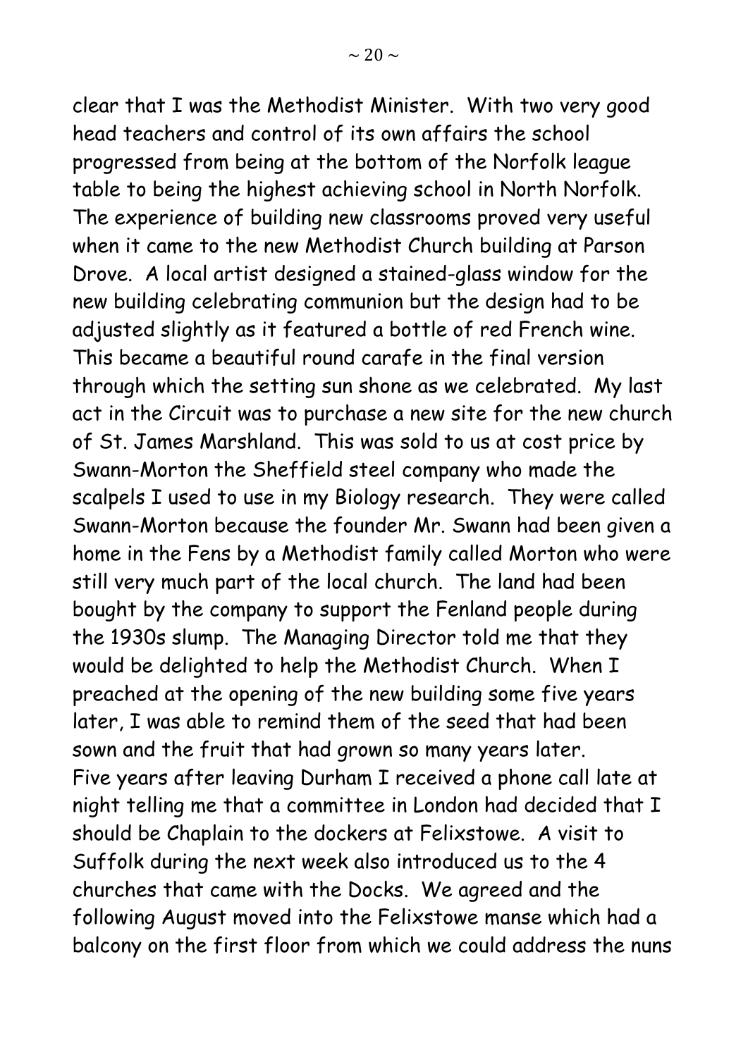clear that I was the Methodist Minister. With two very good head teachers and control of its own affairs the school progressed from being at the bottom of the Norfolk league table to being the highest achieving school in North Norfolk. The experience of building new classrooms proved very useful when it came to the new Methodist Church building at Parson Drove. A local artist designed a stained-glass window for the new building celebrating communion but the design had to be adjusted slightly as it featured a bottle of red French wine. This became a beautiful round carafe in the final version through which the setting sun shone as we celebrated. My last act in the Circuit was to purchase a new site for the new church of St. James Marshland. This was sold to us at cost price by Swann-Morton the Sheffield steel company who made the scalpels I used to use in my Biology research. They were called Swann-Morton because the founder Mr. Swann had been given a home in the Fens by a Methodist family called Morton who were still very much part of the local church. The land had been bought by the company to support the Fenland people during the 1930s slump. The Managing Director told me that they would be delighted to help the Methodist Church. When I preached at the opening of the new building some five years later, I was able to remind them of the seed that had been sown and the fruit that had grown so many years later.

Five years after leaving Durham I received a phone call late at night telling me that a committee in London had decided that I should be Chaplain to the dockers at Felixstowe. A visit to Suffolk during the next week also introduced us to the 4 churches that came with the Docks. We agreed and the following August moved into the Felixstowe manse which had a balcony on the first floor from which we could address the nuns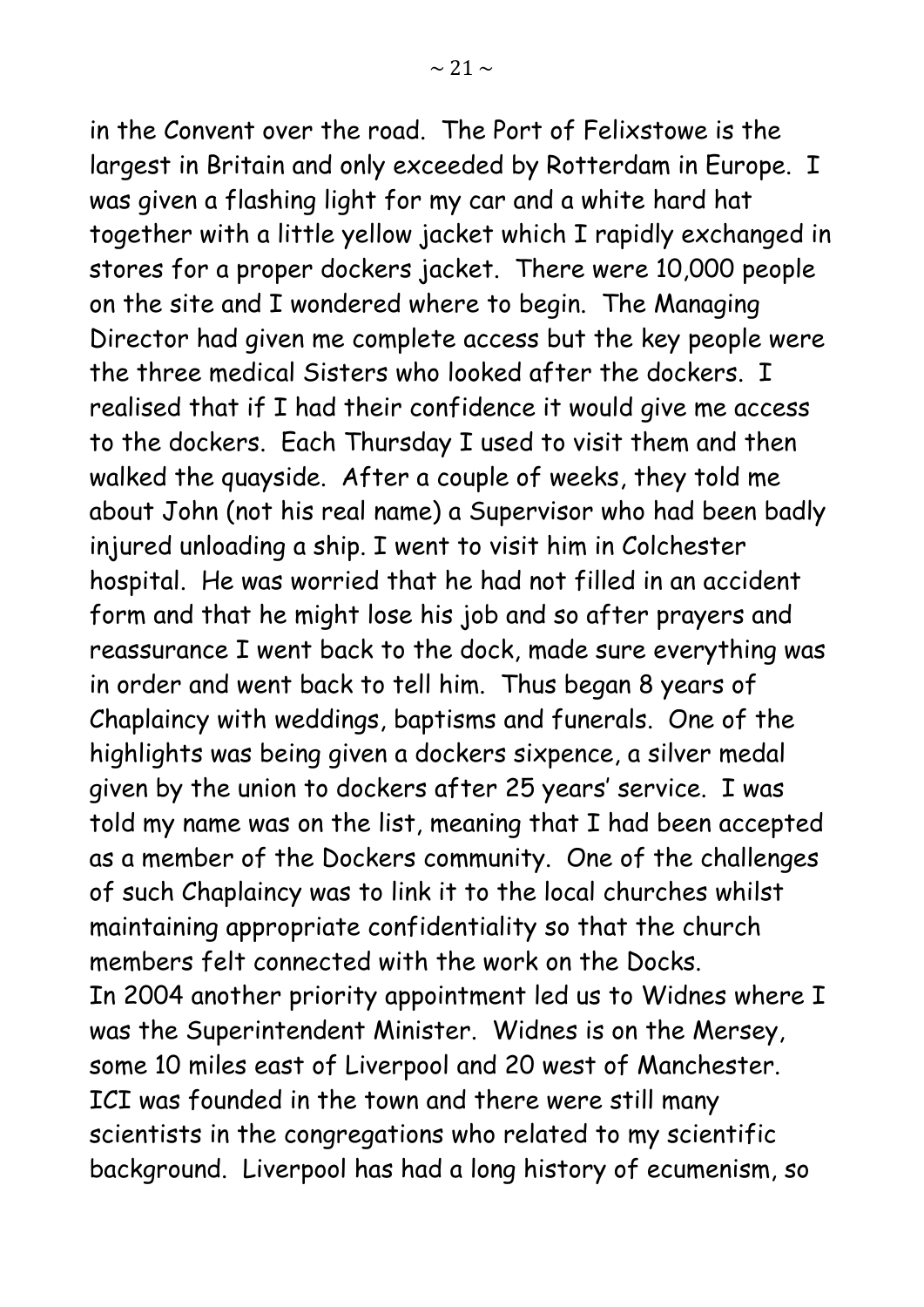in the Convent over the road. The Port of Felixstowe is the largest in Britain and only exceeded by Rotterdam in Europe. I was given a flashing light for my car and a white hard hat together with a little yellow jacket which I rapidly exchanged in stores for a proper dockers jacket. There were 10,000 people on the site and I wondered where to begin. The Managing Director had given me complete access but the key people were the three medical Sisters who looked after the dockers. I realised that if I had their confidence it would give me access to the dockers. Each Thursday I used to visit them and then walked the quayside. After a couple of weeks, they told me about John (not his real name) a Supervisor who had been badly injured unloading a ship. I went to visit him in Colchester hospital. He was worried that he had not filled in an accident form and that he might lose his job and so after prayers and reassurance I went back to the dock, made sure everything was in order and went back to tell him. Thus began 8 years of Chaplaincy with weddings, baptisms and funerals. One of the highlights was being given a dockers sixpence, a silver medal given by the union to dockers after 25 years' service. I was told my name was on the list, meaning that I had been accepted as a member of the Dockers community. One of the challenges of such Chaplaincy was to link it to the local churches whilst maintaining appropriate confidentiality so that the church members felt connected with the work on the Docks.

In 2004 another priority appointment led us to Widnes where I was the Superintendent Minister. Widnes is on the Mersey, some 10 miles east of Liverpool and 20 west of Manchester. ICI was founded in the town and there were still many scientists in the congregations who related to my scientific background. Liverpool has had a long history of ecumenism, so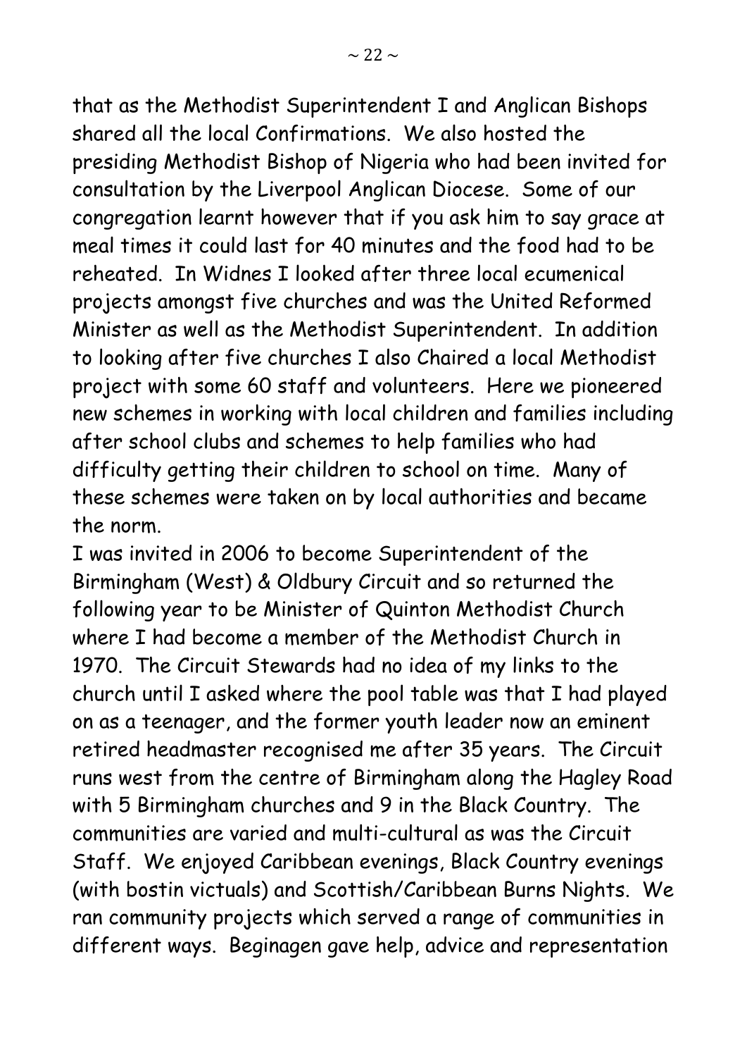that as the Methodist Superintendent I and Anglican Bishops shared all the local Confirmations. We also hosted the presiding Methodist Bishop of Nigeria who had been invited for consultation by the Liverpool Anglican Diocese. Some of our congregation learnt however that if you ask him to say grace at meal times it could last for 40 minutes and the food had to be reheated. In Widnes I looked after three local ecumenical projects amongst five churches and was the United Reformed Minister as well as the Methodist Superintendent. In addition to looking after five churches I also Chaired a local Methodist project with some 60 staff and volunteers. Here we pioneered new schemes in working with local children and families including after school clubs and schemes to help families who had difficulty getting their children to school on time. Many of these schemes were taken on by local authorities and became the norm.

I was invited in 2006 to become Superintendent of the Birmingham (West) & Oldbury Circuit and so returned the following year to be Minister of Quinton Methodist Church where I had become a member of the Methodist Church in 1970. The Circuit Stewards had no idea of my links to the church until I asked where the pool table was that I had played on as a teenager, and the former youth leader now an eminent retired headmaster recognised me after 35 years. The Circuit runs west from the centre of Birmingham along the Hagley Road with 5 Birmingham churches and 9 in the Black Country. The communities are varied and multi-cultural as was the Circuit Staff. We enjoyed Caribbean evenings, Black Country evenings (with bostin victuals) and Scottish/Caribbean Burns Nights. We ran community projects which served a range of communities in different ways. Beginagen gave help, advice and representation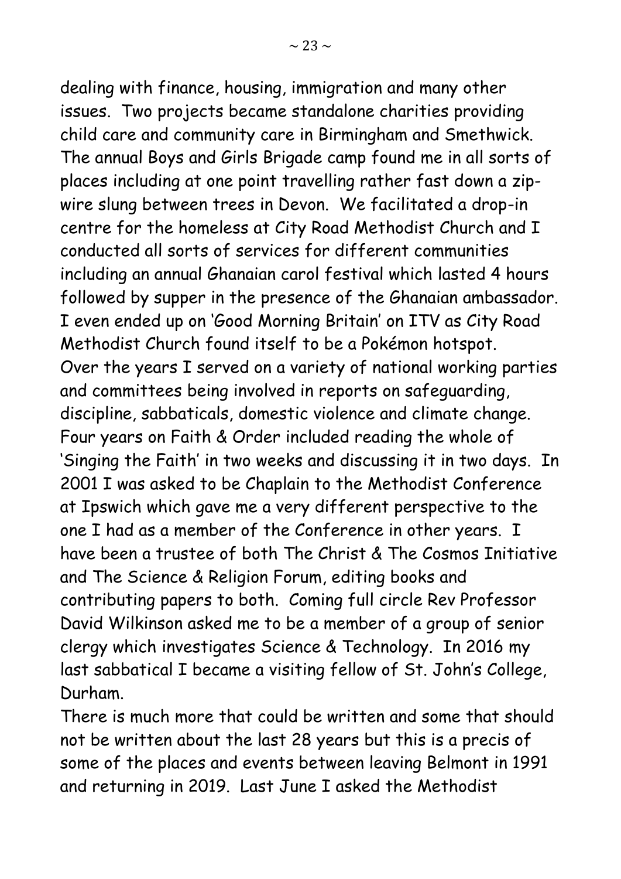dealing with finance, housing, immigration and many other issues. Two projects became standalone charities providing child care and community care in Birmingham and Smethwick. The annual Boys and Girls Brigade camp found me in all sorts of places including at one point travelling rather fast down a zip-wire slung between trees in Devon. We facilitated a drop-in centre for the homeless at City Road Methodist Church and I conducted all sorts of services for different communities including an annual Ghanaian carol festival which lasted 4 hours followed by supper in the presence of the Ghanaian ambassador. I even ended up on 'Good Morning Britain' on ITV as City Road Methodist Church found itself to be a Pokémon hotspot.

Over the years I served on a variety of national working parties and committees being involved in reports on safeguarding, discipline, sabbaticals, domestic violence and climate change. Four years on Faith & Order included reading the whole of 'Singing the Faith' in two weeks and discussing it in two days. In 2001 I was asked to be Chaplain to the Methodist Conference at Ipswich which gave me a very different perspective to the one I had as a member of the Conference in other years. I have been a trustee of both The Christ & The Cosmos Initiative and The Science & Religion Forum, editing books and contributing papers to both. Coming full circle Rev Professor David Wilkinson asked me to be a member of a group of senior clergy which investigates Science & Technology. In 2016 my last sabbatical I became a visiting fellow of St. John's College, Durham.

There is much more that could be written and some that should not be written about the last 28 years but this is a precis of some of the places and events between leaving Belmont in 1991 and returning in 2019. Last June I asked the Methodist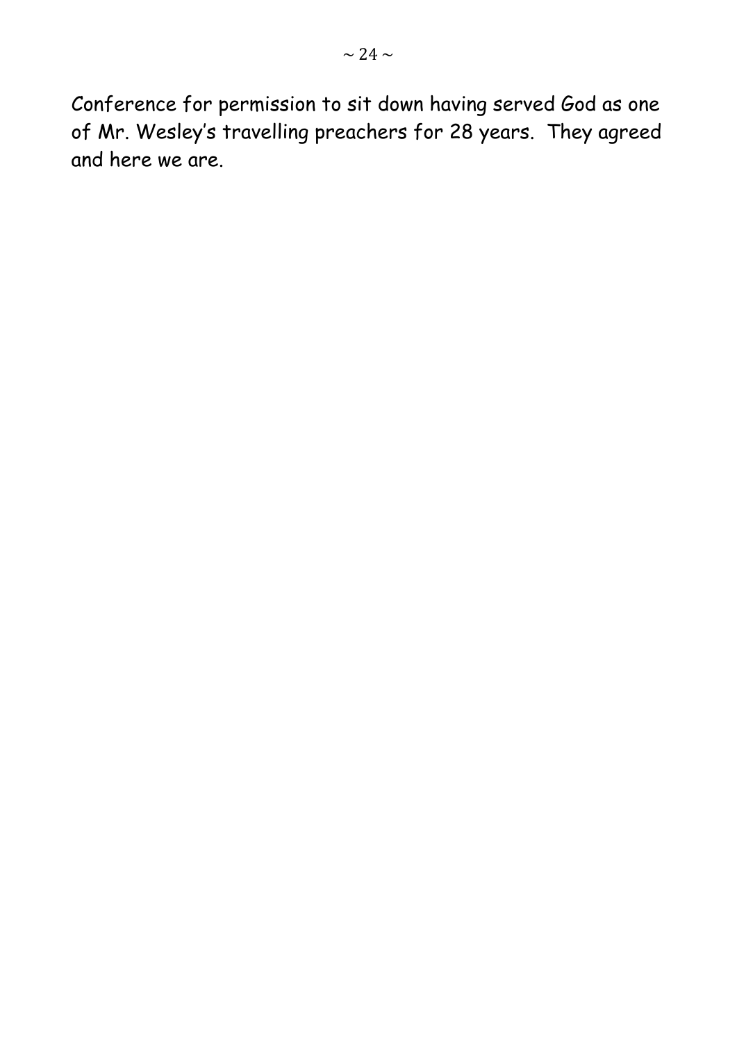Conference for permission to sit down having served God as one of Mr. Wesley's travelling preachers for 28 years. They agreed and here we are.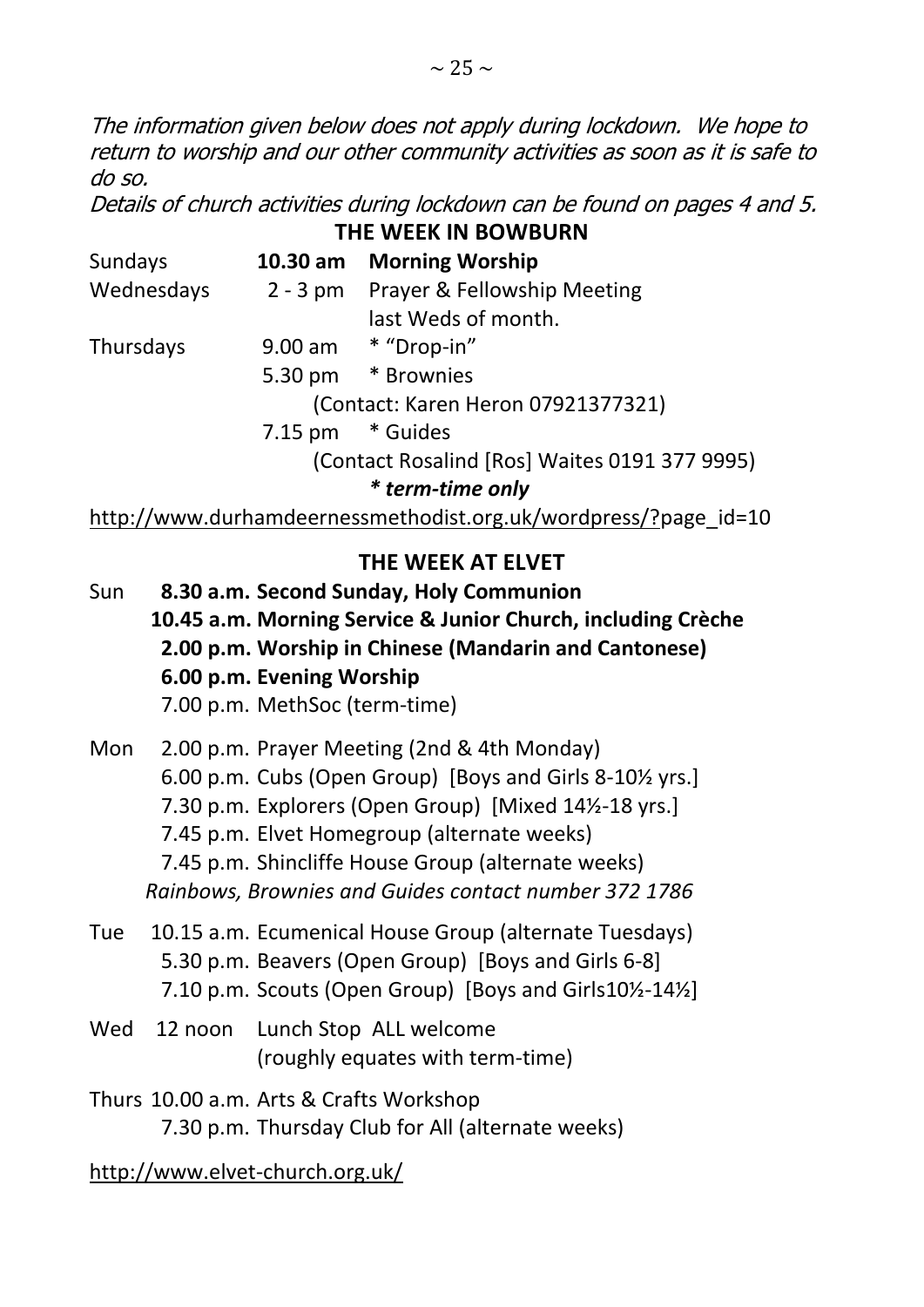*The information given below does not apply during lockdown. We hope to return to worship and our other community activities as soon as it is safe to do so.*

*Details of church activities during lockdown can be found on pages 4 and 5.*

## THE WEEK IN BOWBURN

| | | |
|---|---|---|
| Sundays | **10.30 am** | **Morning Worship** |
| Wednesdays | 2 - 3 pm | Prayer & Fellowship Meeting last Weds of month. |
| Thursdays | 9.00 am | * "Drop-in" |
| | 5.30 pm | * Brownies |
| | | (Contact: Karen Heron 07921377321) |
| | 7.15 pm | * Guides |
| | | (Contact Rosalind [Ros] Waites 0191 377 9995) |

***\* term-time only***

http://www.durhamdeernessmethodist.org.uk/wordpress/?page_id=10

## THE WEEK AT ELVET

**Sun**
- **8.30 a.m. Second Sunday, Holy Communion**
- **10.45 a.m. Morning Service & Junior Church, including Crèche**
- **2.00 p.m. Worship in Chinese (Mandarin and Cantonese)**
- **6.00 p.m. Evening Worship**
- 7.00 p.m. MethSoc (term-time)

**Mon**
- 2.00 p.m. Prayer Meeting (2nd & 4th Monday)
- 6.00 p.m. Cubs (Open Group) [Boys and Girls 8-10½ yrs.]
- 7.30 p.m. Explorers (Open Group) [Mixed 14½-18 yrs.]
- 7.45 p.m. Elvet Homegroup (alternate weeks)
- 7.45 p.m. Shincliffe House Group (alternate weeks)

*Rainbows, Brownies and Guides contact number 372 1786*

**Tue**
- 10.15 a.m. Ecumenical House Group (alternate Tuesdays)
- 5.30 p.m. Beavers (Open Group) [Boys and Girls 6-8]
- 7.10 p.m. Scouts (Open Group) [Boys and Girls10½-14½]

**Wed**
- 12 noon Lunch Stop ALL welcome (roughly equates with term-time)

**Thurs**
- 10.00 a.m. Arts & Crafts Workshop
- 7.30 p.m. Thursday Club for All (alternate weeks)

http://www.elvet-church.org.uk/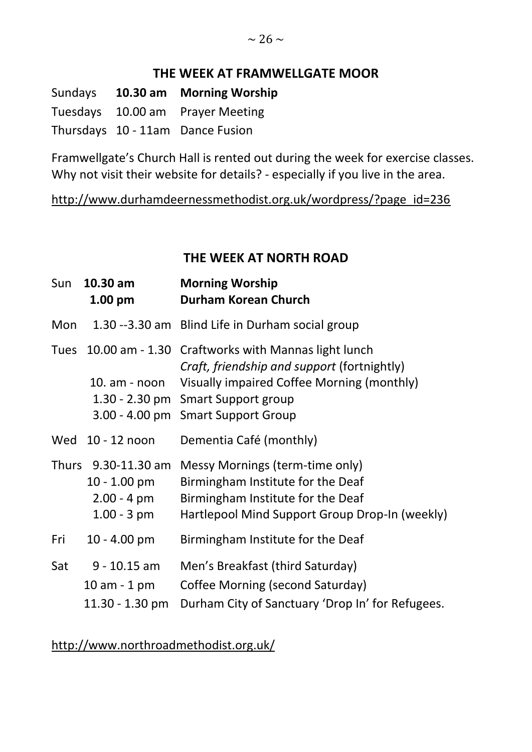## THE WEEK AT FRAMWELLGATE MOOR

| | | |
|---|---|---|
| Sundays | **10.30 am** | **Morning Worship** |
| Tuesdays | 10.00 am | Prayer Meeting |
| Thursdays | 10 - 11am | Dance Fusion |

Framwellgate's Church Hall is rented out during the week for exercise classes. Why not visit their website for details? - especially if you live in the area.

http://www.durhamdeernessmethodist.org.uk/wordpress/?page_id=236

## THE WEEK AT NORTH ROAD

| | | |
|---|---|---|
| Sun | **10.30 am** | **Morning Worship** |
| | **1.00 pm** | **Durham Korean Church** |
| Mon | 1.30 --3.30 am | Blind Life in Durham social group |
| Tues | 10.00 am - 1.30 | Craftworks with Mannas light lunch *Craft, friendship and support* (fortnightly) |
| | 10. am - noon | Visually impaired Coffee Morning (monthly) |
| | 1.30 - 2.30 pm | Smart Support group |
| | 3.00 - 4.00 pm | Smart Support Group |
| Wed | 10 - 12 noon | Dementia Café (monthly) |
| Thurs | 9.30-11.30 am | Messy Mornings (term-time only) |
| | 10 - 1.00 pm | Birmingham Institute for the Deaf |
| | 2.00 - 4 pm | Birmingham Institute for the Deaf |
| | 1.00 - 3 pm | Hartlepool Mind Support Group Drop-In (weekly) |
| Fri | 10 - 4.00 pm | Birmingham Institute for the Deaf |
| Sat | 9 - 10.15 am | Men's Breakfast (third Saturday) |
| | 10 am - 1 pm | Coffee Morning (second Saturday) |
| | 11.30 - 1.30 pm | Durham City of Sanctuary 'Drop In' for Refugees. |

http://www.northroadmethodist.org.uk/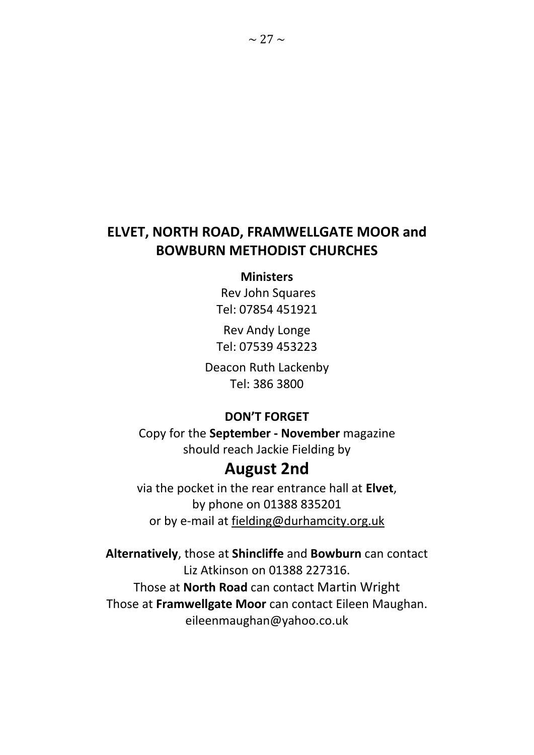## ELVET, NORTH ROAD, FRAMWELLGATE MOOR and BOWBURN METHODIST CHURCHES

**Ministers**

Rev John Squares
Tel: 07854 451921

Rev Andy Longe
Tel: 07539 453223

Deacon Ruth Lackenby
Tel: 386 3800

**DON'T FORGET**

Copy for the **September - November** magazine should reach Jackie Fielding by

## August 2nd

via the pocket in the rear entrance hall at **Elvet**,
by phone on 01388 835201
or by e-mail at fielding@durhamcity.org.uk

**Alternatively**, those at **Shincliffe** and **Bowburn** can contact Liz Atkinson on 01388 227316.
Those at **North Road** can contact Martin Wright
Those at **Framwellgate Moor** can contact Eileen Maughan.
eileenmaughan@yahoo.co.uk